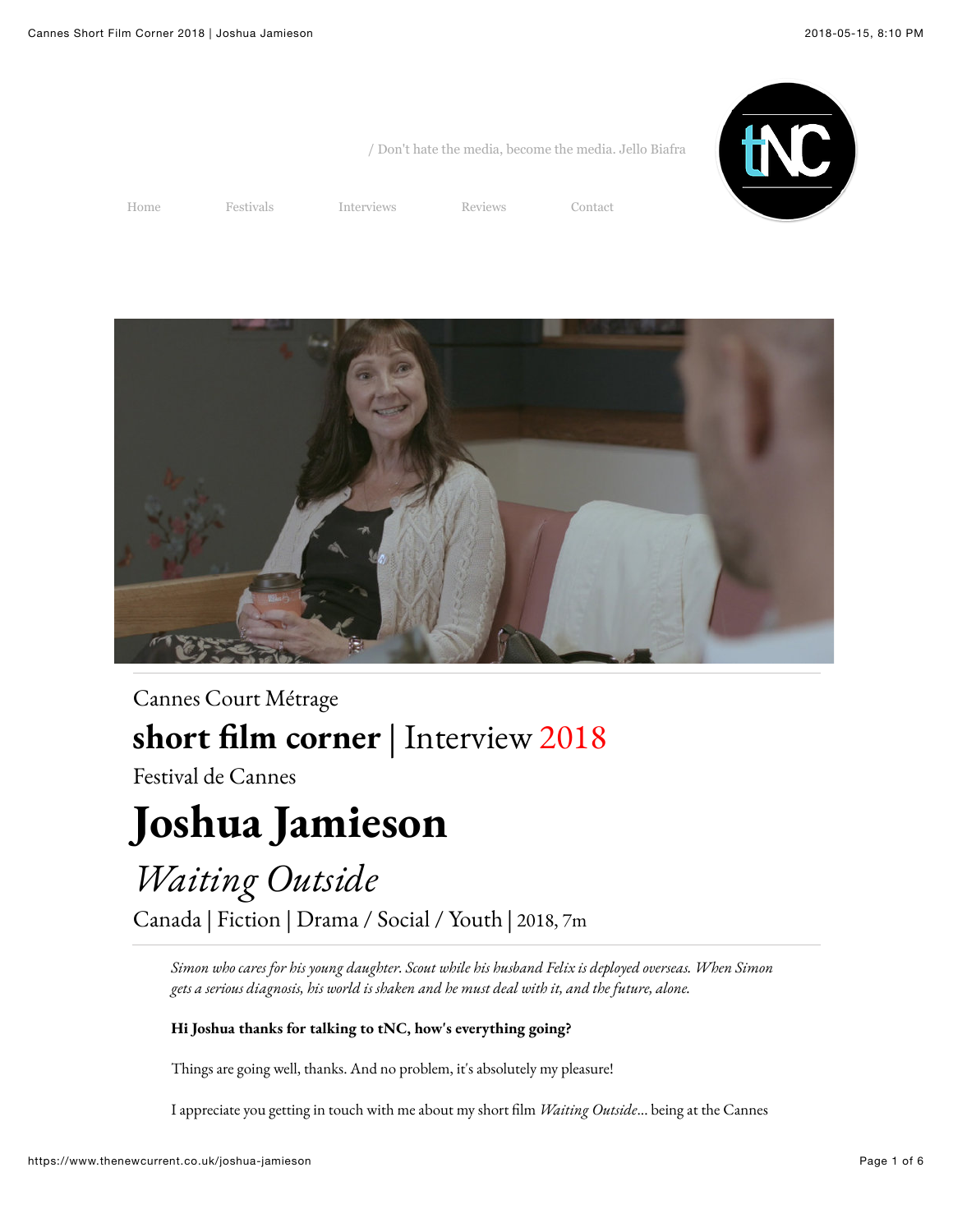/ Don't hate the media, become the media. Jello Biafra

Home Festivals Interviews Reviews Contact

Cannes Court Métrage

**short film corner** | Interview 2018

Festival de Cannes

# Joshua Jamieson

## *Waiting Outside*

Canada | Fiction | Drama / Social / Youth | 2018, 7m

*Simon who cares for his young daughter. Scout while his husband Felix is deployed overseas. When Simon gets a serious diagnosis, his world is shaken and he must deal with it, and the future, alone.*

**Hi Joshua thanks for talking to tNC, how's everything going?**

Things are going well, thanks. And no problem, it's absolutely my pleasure!

I appreciate you getting in touch with me about my short film *Waiting Outside*... being at the Cannes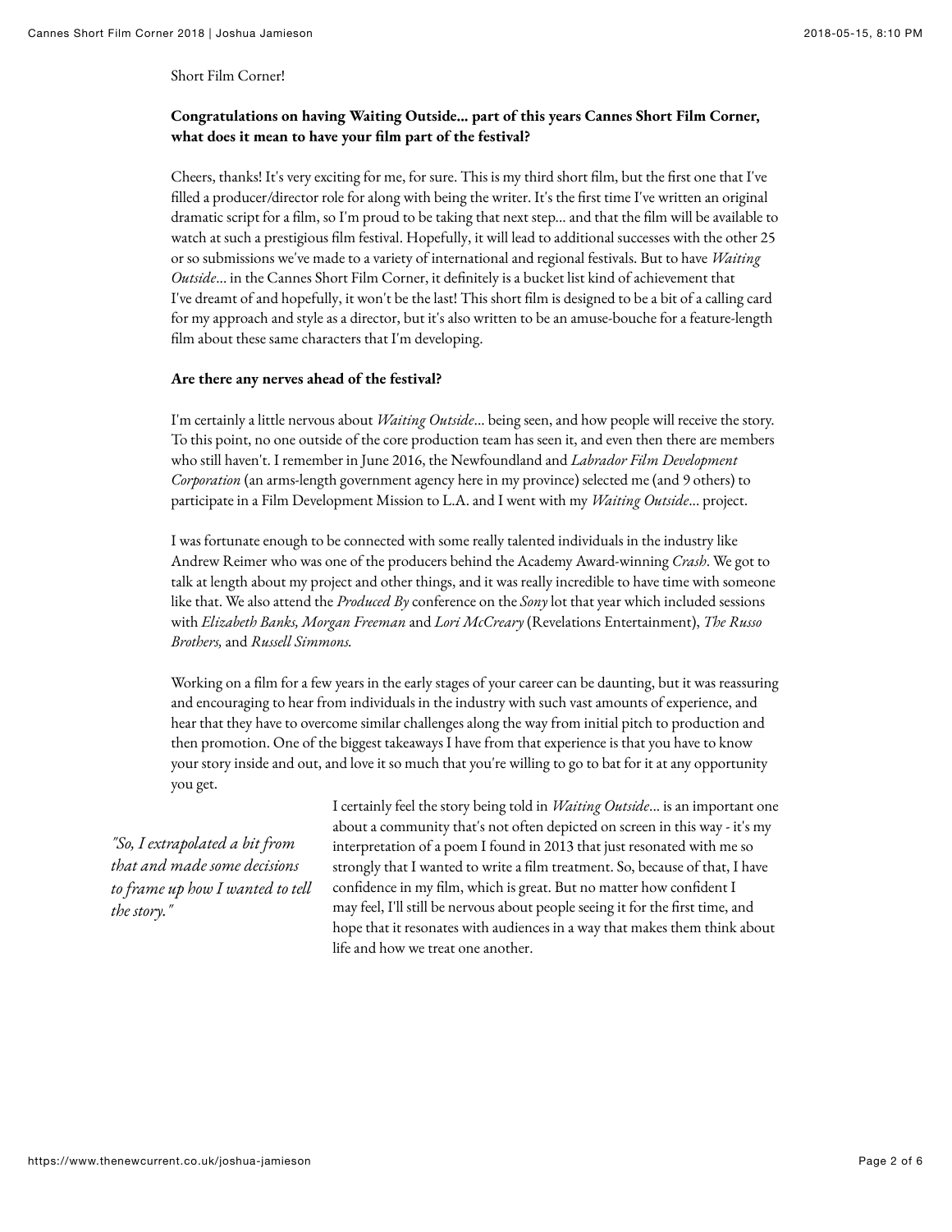Short Film Corner!

**Congratulations on having Waiting Outside... part of this years Cannes Short Film Corner, what does it mean to have your film part of the festival?**

Cheers, thanks! It's very exciting for me, for sure. This is my third short film, but the first one that I've filled a producer/director role for along with being the writer. It's the first time I've written an original dramatic script for a film, so I'm proud to be taking that next step... and that the film will be available to watch at such a prestigious film festival. Hopefully, it will lead to additional successes with the other 25 or so submissions we've made to a variety of international and regional festivals. But to have *Waiting Outside*... in the Cannes Short Film Corner, it definitely is a bucket list kind of achievement that I've dreamt of and hopefully, it won't be the last! This short film is designed to be a bit of a calling card for my approach and style as a director, but it's also written to be an amuse-bouche for a feature-length film about these same characters that I'm developing.

**Are there any nerves ahead of the festival?**

I'm certainly a little nervous about *Waiting Outside*... being seen, and how people will receive the story. To this point, no one outside of the core production team has seen it, and even then there are members who still haven't. I remember in June 2016, the Newfoundland and *Labrador Film Development Corporation* (an arms-length government agency here in my province) selected me (and 9 others) to participate in a Film Development Mission to L.A. and I went with my *Waiting Outside*... project.

I was fortunate enough to be connected with some really talented individuals in the industry like Andrew Reimer who was one of the producers behind the Academy Award-winning *Crash*. We got to talk at length about my project and other things, and it was really incredible to have time with someone like that. We also attend the *Produced By* conference on the *Sony* lot that year which included sessions with *Elizabeth Banks, Morgan Freeman* and *Lori McCreary* (Revelations Entertainment), *The Russo Brothers,* and *Russell Simmons.*

Working on a film for a few years in the early stages of your career can be daunting, but it was reassuring and encouraging to hear from individuals in the industry with such vast amounts of experience, and hear that they have to overcome similar challenges along the way from initial pitch to production and then promotion. One of the biggest takeaways I have from that experience is that you have to know your story inside and out, and love it so much that you're willing to go to bat for it at any opportunity you get.

*"So, I extrapolated a bit from that and made some decisions to frame up how I wanted to tell the story."*

I certainly feel the story being told in *Waiting Outside*... is an important one about a community that's not often depicted on screen in this way - it's my interpretation of a poem I found in 2013 that just resonated with me so strongly that I wanted to write a film treatment. So, because of that, I have confidence in my film, which is great. But no matter how confident I may feel, I'll still be nervous about people seeing it for the first time, and hope that it resonates with audiences in a way that makes them think about life and how we treat one another.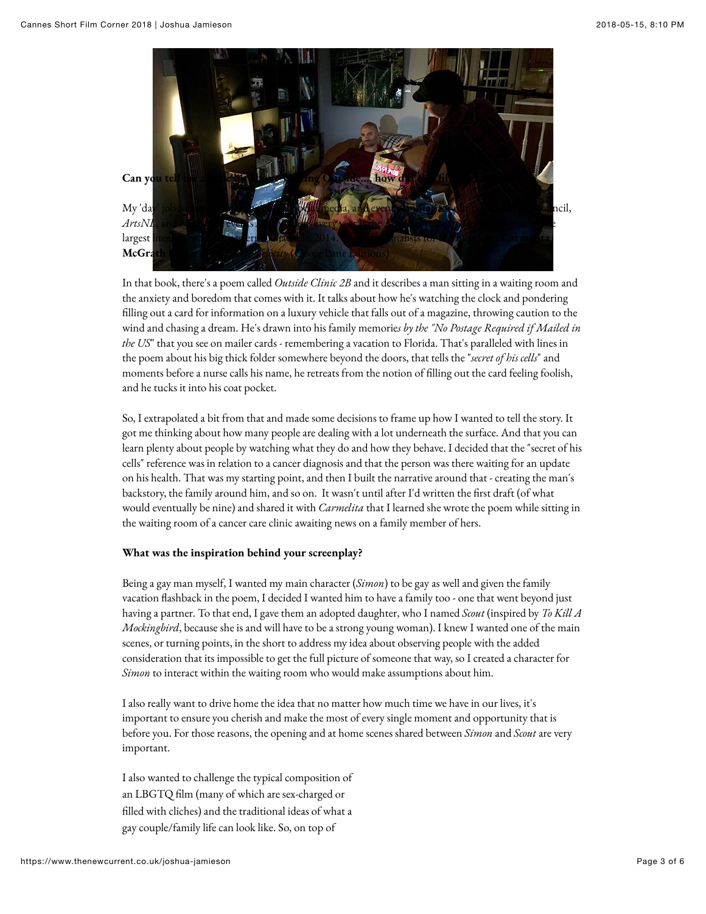**Can you tell me ... Outside..., how did ...**

My 'day' job ... media, and events ... Council, *ArtsNL*, and ... events ... every ... largest ... in 2014, ... finalists for ... Carmelita McGrath ... (Goose Lane Editions).

In that book, there's a poem called *Outside Clinic 2B* and it describes a man sitting in a waiting room and the anxiety and boredom that comes with it. It talks about how he's watching the clock and pondering filling out a card for information on a luxury vehicle that falls out of a magazine, throwing caution to the wind and chasing a dream. He's drawn into his family memorie*s by the "No Postage Required if Mailed in the US*" that you see on mailer cards - remembering a vacation to Florida. That's paralleled with lines in the poem about his big thick folder somewhere beyond the doors, that tells the "*secret of his cells*" and moments before a nurse calls his name, he retreats from the notion of filling out the card feeling foolish, and he tucks it into his coat pocket.

So, I extrapolated a bit from that and made some decisions to frame up how I wanted to tell the story. It got me thinking about how many people are dealing with a lot underneath the surface. And that you can learn plenty about people by watching what they do and how they behave. I decided that the "secret of his cells" reference was in relation to a cancer diagnosis and that the person was there waiting for an update on his health. That was my starting point, and then I built the narrative around that - creating the man's backstory, the family around him, and so on. It wasn't until after I'd written the first draft (of what would eventually be nine) and shared it with *Carmelita* that I learned she wrote the poem while sitting in the waiting room of a cancer care clinic awaiting news on a family member of hers.

**What was the inspiration behind your screenplay?**

Being a gay man myself, I wanted my main character (*Simon*) to be gay as well and given the family vacation flashback in the poem, I decided I wanted him to have a family too - one that went beyond just having a partner. To that end, I gave them an adopted daughter, who I named *Scout* (inspired by *To Kill A Mockingbird*, because she is and will have to be a strong young woman). I knew I wanted one of the main scenes, or turning points, in the short to address my idea about observing people with the added consideration that its impossible to get the full picture of someone that way, so I created a character for *Simon* to interact within the waiting room who would make assumptions about him.

I also really want to drive home the idea that no matter how much time we have in our lives, it's important to ensure you cherish and make the most of every single moment and opportunity that is before you. For those reasons, the opening and at home scenes shared between *Simon* and *Scout* are very important.

I also wanted to challenge the typical composition of an LBGTQ film (many of which are sex-charged or filled with cliches) and the traditional ideas of what a gay couple/family life can look like. So, on top of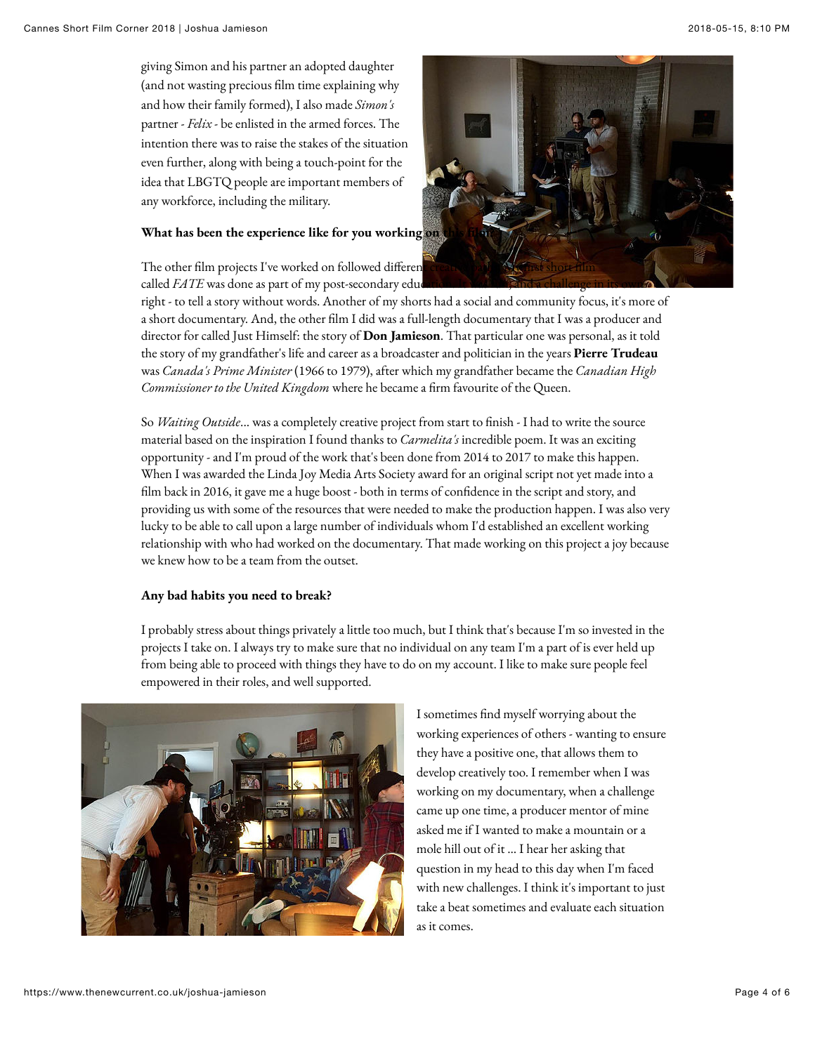giving Simon and his partner an adopted daughter (and not wasting precious film time explaining why and how their family formed), I also made *Simon's* partner - *Felix* - be enlisted in the armed forces. The intention there was to raise the stakes of the situation even further, along with being a touch-point for the idea that LBGTQ people are important members of any workforce, including the military.

**What has been the experience like for you working on this film?**

The other film projects I've worked on followed different creative paths. My first short film called *FATE* was done as part of my post-secondary education. It was a silent, and a challenge in its own right - to tell a story without words. Another of my shorts had a social and community focus, it's more of a short documentary. And, the other film I did was a full-length documentary that I was a producer and director for called Just Himself: the story of **Don Jamieson**. That particular one was personal, as it told the story of my grandfather's life and career as a broadcaster and politician in the years **Pierre Trudeau** was *Canada's Prime Minister* (1966 to 1979), after which my grandfather became the *Canadian High Commissioner to the United Kingdom* where he became a firm favourite of the Queen.

So *Waiting Outside*... was a completely creative project from start to finish - I had to write the source material based on the inspiration I found thanks to *Carmelita's* incredible poem. It was an exciting opportunity - and I'm proud of the work that's been done from 2014 to 2017 to make this happen. When I was awarded the Linda Joy Media Arts Society award for an original script not yet made into a film back in 2016, it gave me a huge boost - both in terms of confidence in the script and story, and providing us with some of the resources that were needed to make the production happen. I was also very lucky to be able to call upon a large number of individuals whom I'd established an excellent working relationship with who had worked on the documentary. That made working on this project a joy because we knew how to be a team from the outset.

**Any bad habits you need to break?**

I probably stress about things privately a little too much, but I think that's because I'm so invested in the projects I take on. I always try to make sure that no individual on any team I'm a part of is ever held up from being able to proceed with things they have to do on my account. I like to make sure people feel empowered in their roles, and well supported.

I sometimes find myself worrying about the working experiences of others - wanting to ensure they have a positive one, that allows them to develop creatively too. I remember when I was working on my documentary, when a challenge came up one time, a producer mentor of mine asked me if I wanted to make a mountain or a mole hill out of it ... I hear her asking that question in my head to this day when I'm faced with new challenges. I think it's important to just take a beat sometimes and evaluate each situation as it comes.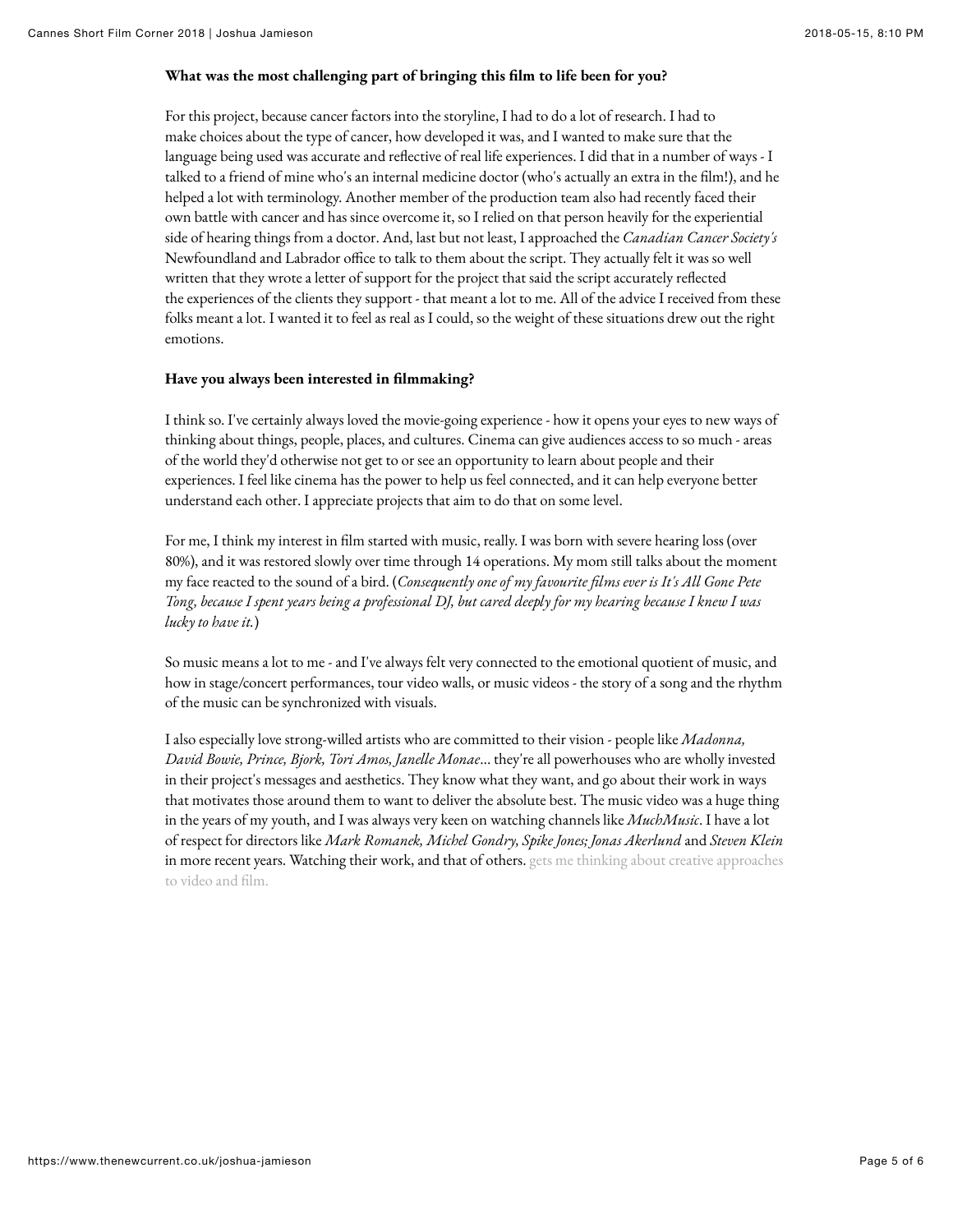**What was the most challenging part of bringing this film to life been for you?**

For this project, because cancer factors into the storyline, I had to do a lot of research. I had to make choices about the type of cancer, how developed it was, and I wanted to make sure that the language being used was accurate and reflective of real life experiences. I did that in a number of ways - I talked to a friend of mine who's an internal medicine doctor (who's actually an extra in the film!), and he helped a lot with terminology. Another member of the production team also had recently faced their own battle with cancer and has since overcome it, so I relied on that person heavily for the experiential side of hearing things from a doctor. And, last but not least, I approached the *Canadian Cancer Society's* Newfoundland and Labrador office to talk to them about the script. They actually felt it was so well written that they wrote a letter of support for the project that said the script accurately reflected the experiences of the clients they support - that meant a lot to me. All of the advice I received from these folks meant a lot. I wanted it to feel as real as I could, so the weight of these situations drew out the right emotions.

**Have you always been interested in filmmaking?**

I think so. I've certainly always loved the movie-going experience - how it opens your eyes to new ways of thinking about things, people, places, and cultures. Cinema can give audiences access to so much - areas of the world they'd otherwise not get to or see an opportunity to learn about people and their experiences. I feel like cinema has the power to help us feel connected, and it can help everyone better understand each other. I appreciate projects that aim to do that on some level.

For me, I think my interest in film started with music, really. I was born with severe hearing loss (over 80%), and it was restored slowly over time through 14 operations. My mom still talks about the moment my face reacted to the sound of a bird. (*Consequently one of my favourite films ever is It's All Gone Pete Tong, because I spent years being a professional DJ, but cared deeply for my hearing because I knew I was lucky to have it.*)

So music means a lot to me - and I've always felt very connected to the emotional quotient of music, and how in stage/concert performances, tour video walls, or music videos - the story of a song and the rhythm of the music can be synchronized with visuals.

I also especially love strong-willed artists who are committed to their vision - people like *Madonna, David Bowie, Prince, Bjork, Tori Amos, Janelle Monae*... they're all powerhouses who are wholly invested in their project's messages and aesthetics. They know what they want, and go about their work in ways that motivates those around them to want to deliver the absolute best. The music video was a huge thing in the years of my youth, and I was always very keen on watching channels like *MuchMusic*. I have a lot of respect for directors like *Mark Romanek, Michel Gondry, Spike Jones; Jonas Akerlund* and *Steven Klein* in more recent years. Watching their work, and that of others. gets me thinking about creative approaches to video and film.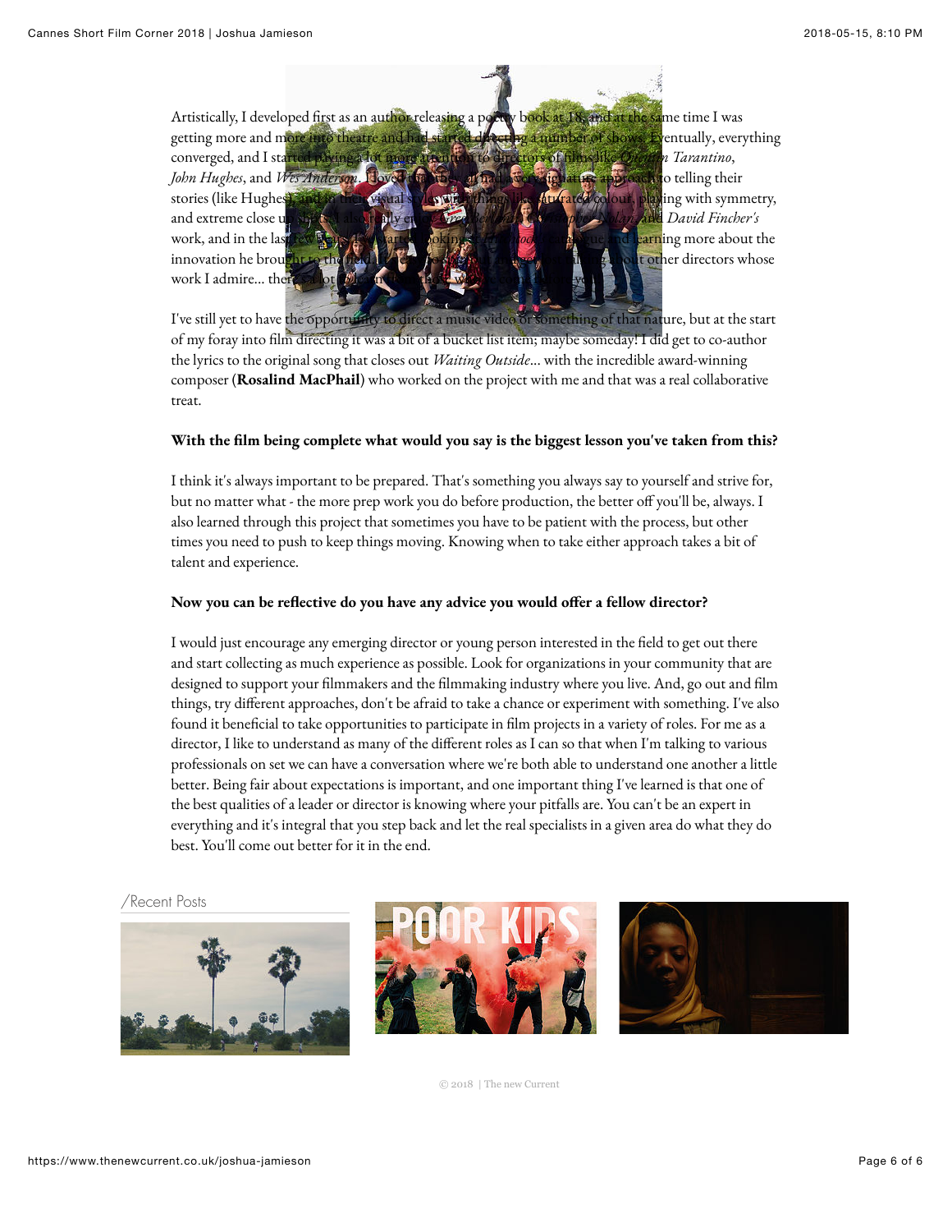Artistically, I developed first as an author releasing a poetry book at 18, and at the same time I was getting more and more into theatre and had started directing a number of shows. Eventually, everything converged, and I started paying a lot more attention to directors of films like *Quentin Tarantino*, *John Hughes*, and *Wes Anderson*. I loved how they each had a signature approach to telling their stories (like Hughes) and to their visual style with things like saturated colour, playing with symmetry, and extreme close ups. I'm also really enjoying *Christopher Nolan* and *David Fincher's* work, and in the last few years I started looking at *Hitchcock*'s catalogue and learning more about the innovation he brought to the field. I could go on talking about other directors whose work I admire... there's a lot.

I've still yet to have the opportunity to direct a music video or something of that nature, but at the start of my foray into film directing it was a bit of a bucket list item; maybe someday! I did get to co-author the lyrics to the original song that closes out *Waiting Outside*... with the incredible award-winning composer (**Rosalind MacPhail**) who worked on the project with me and that was a real collaborative treat.

**With the film being complete what would you say is the biggest lesson you've taken from this?**

I think it's always important to be prepared. That's something you always say to yourself and strive for, but no matter what - the more prep work you do before production, the better off you'll be, always. I also learned through this project that sometimes you have to be patient with the process, but other times you need to push to keep things moving. Knowing when to take either approach takes a bit of talent and experience.

**Now you can be reflective do you have any advice you would offer a fellow director?**

I would just encourage any emerging director or young person interested in the field to get out there and start collecting as much experience as possible. Look for organizations in your community that are designed to support your filmmakers and the filmmaking industry where you live. And, go out and film things, try different approaches, don't be afraid to take a chance or experiment with something. I've also found it beneficial to take opportunities to participate in film projects in a variety of roles. For me as a director, I like to understand as many of the different roles as I can so that when I'm talking to various professionals on set we can have a conversation where we're both able to understand one another a little better. Being fair about expectations is important, and one important thing I've learned is that one of the best qualities of a leader or director is knowing where your pitfalls are. You can't be an expert in everything and it's integral that you step back and let the real specialists in a given area do what they do best. You'll come out better for it in the end.

/Recent Posts

POOR KIDS

© 2018 | The new Current